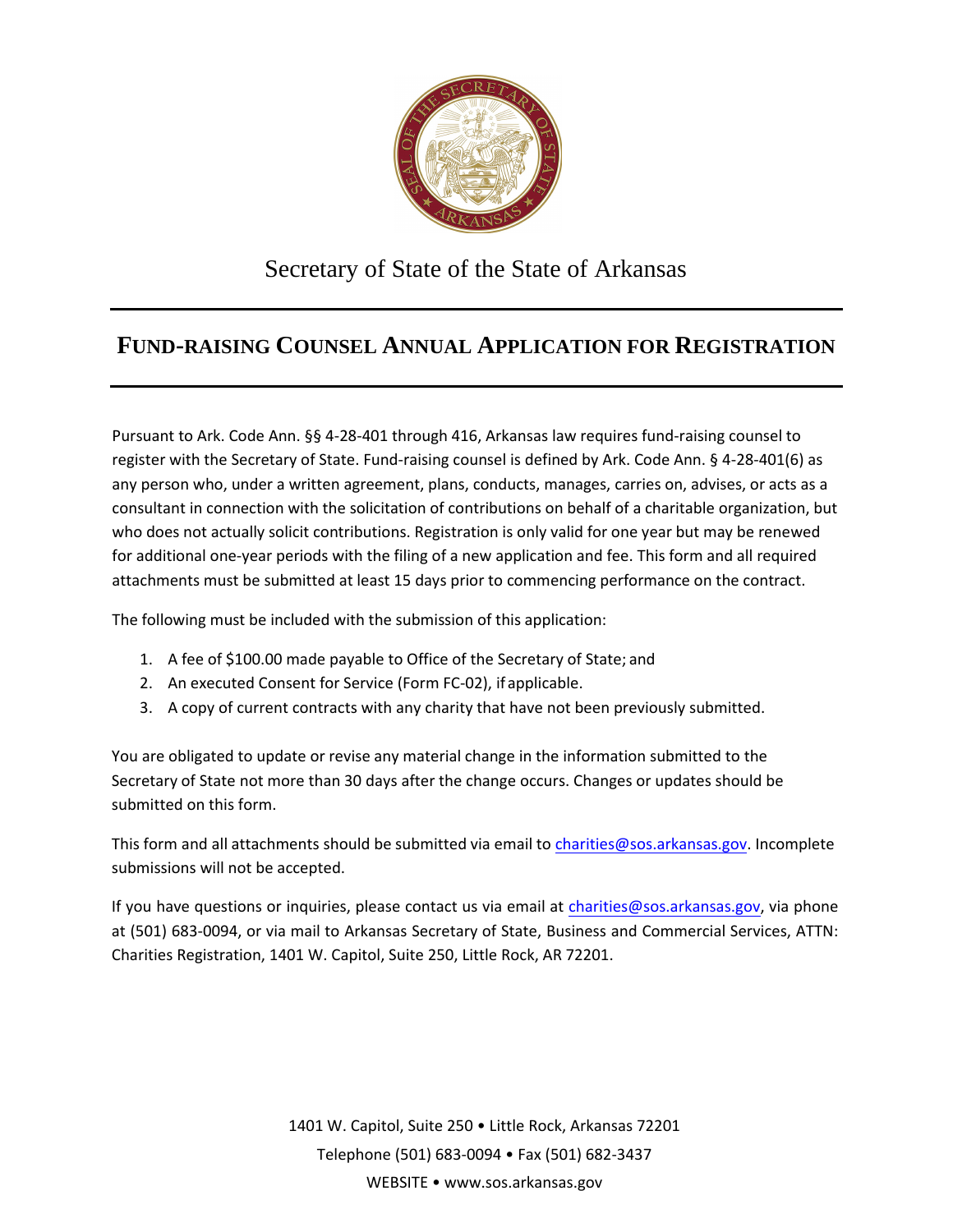Secretary of State of the State of Arkansas

# FUND-RAISING COUNSEL ANNUAL APPLICATION FOR REGISTRATION

Pursuant to Ark. Code Ann. §§ 4-28-401 through 416, Arkansas law requires fund-raising counsel to register with the Secretary of State. Fund-raising counsel is defined by Ark. Code Ann. § 4-28-401(6) as any person who, under a written agreement, plans, conducts, manages, carries on, advises, or acts as a consultant in connection with the solicitation of contributions on behalf of a charitable organization, but who does not actually solicit contributions. Registration is only valid for one year but may be renewed for additional one-year periods with the filing of a new application and fee. This form and all required attachments must be submitted at least 15 days prior to commencing performance on the contract.

The following must be included with the submission of this application:

1. A fee of $100.00 made payable to Office of the Secretary of State; and
2. An executed Consent for Service (Form FC-02), if applicable.
3. A copy of current contracts with any charity that have not been previously submitted.

You are obligated to update or revise any material change in the information submitted to the Secretary of State not more than 30 days after the change occurs. Changes or updates should be submitted on this form.

This form and all attachments should be submitted via email to charities@sos.arkansas.gov. Incomplete submissions will not be accepted.

If you have questions or inquiries, please contact us via email at charities@sos.arkansas.gov, via phone at (501) 683-0094, or via mail to Arkansas Secretary of State, Business and Commercial Services, ATTN: Charities Registration, 1401 W. Capitol, Suite 250, Little Rock, AR 72201.

1401 W. Capitol, Suite 250 • Little Rock, Arkansas 72201
Telephone (501) 683-0094 • Fax (501) 682-3437
WEBSITE • www.sos.arkansas.gov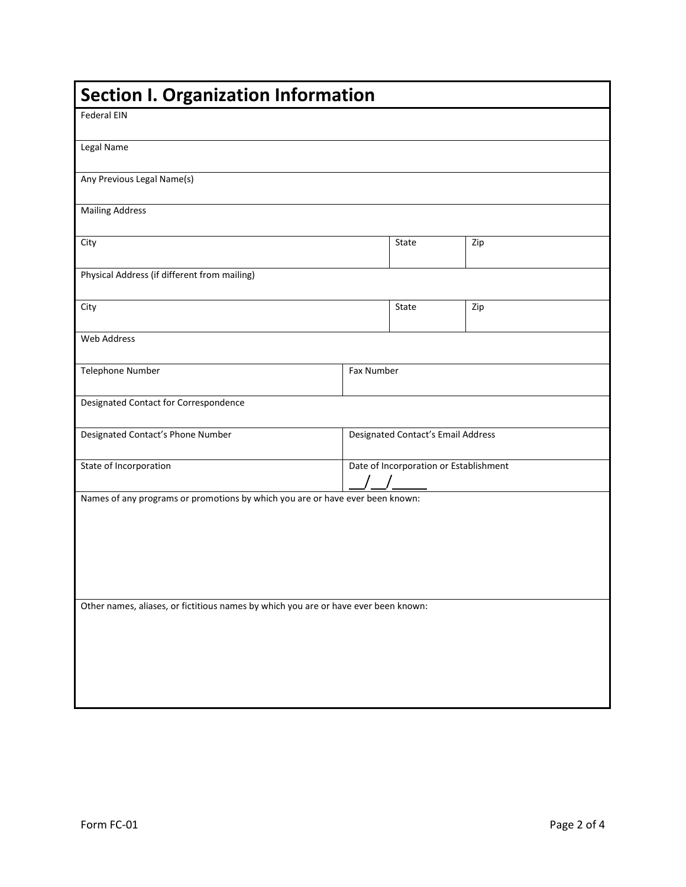## Section I. Organization Information

| Field | | |
|---|---|---|
| Federal EIN | | |
| Legal Name | | |
| Any Previous Legal Name(s) | | |
| Mailing Address | | |
| City | State | Zip |
| Physical Address (if different from mailing) | | |
| City | State | Zip |
| Web Address | | |
| Telephone Number | Fax Number | |
| Designated Contact for Correspondence | | |
| Designated Contact's Phone Number | Designated Contact's Email Address | |
| State of Incorporation | Date of Incorporation or Establishment __/__/_____ | |

Names of any programs or promotions by which you are or have ever been known:

Other names, aliases, or fictitious names by which you are or have ever been known:

Form FC-01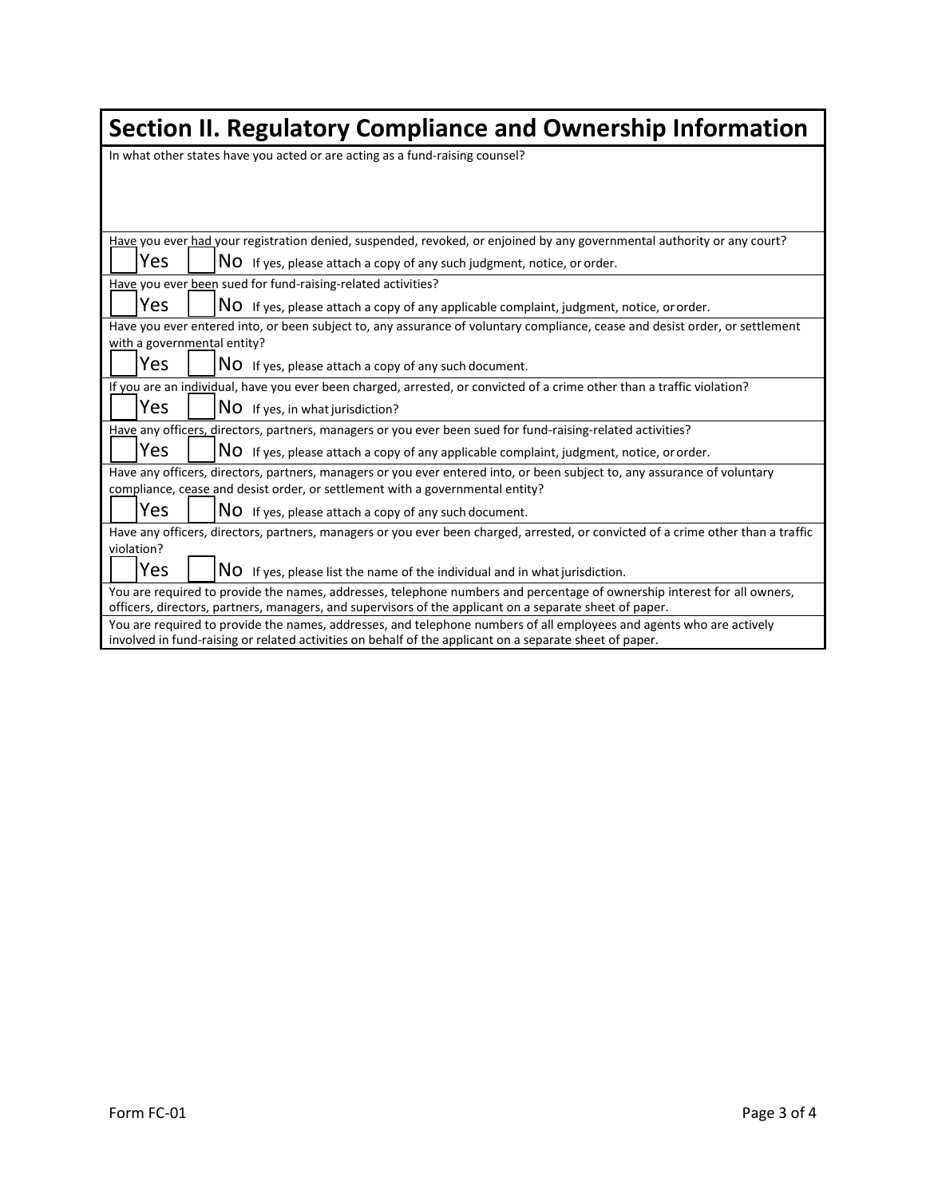## Section II. Regulatory Compliance and Ownership Information

In what other states have you acted or are acting as a fund-raising counsel?

Have you ever had your registration denied, suspended, revoked, or enjoined by any governmental authority or any court?

☐ Yes ☐ No If yes, please attach a copy of any such judgment, notice, or order.

Have you ever been sued for fund-raising-related activities?

☐ Yes ☐ No If yes, please attach a copy of any applicable complaint, judgment, notice, or order.

Have you ever entered into, or been subject to, any assurance of voluntary compliance, cease and desist order, or settlement with a governmental entity?

☐ Yes ☐ No If yes, please attach a copy of any such document.

If you are an individual, have you ever been charged, arrested, or convicted of a crime other than a traffic violation?

☐ Yes ☐ No If yes, in what jurisdiction?

Have any officers, directors, partners, managers or you ever been sued for fund-raising-related activities?

☐ Yes ☐ No If yes, please attach a copy of any applicable complaint, judgment, notice, or order.

Have any officers, directors, partners, managers or you ever entered into, or been subject to, any assurance of voluntary compliance, cease and desist order, or settlement with a governmental entity?

☐ Yes ☐ No If yes, please attach a copy of any such document.

Have any officers, directors, partners, managers or you ever been charged, arrested, or convicted of a crime other than a traffic violation?

☐ Yes ☐ No If yes, please list the name of the individual and in what jurisdiction.

You are required to provide the names, addresses, telephone numbers and percentage of ownership interest for all owners, officers, directors, partners, managers, and supervisors of the applicant on a separate sheet of paper.

You are required to provide the names, addresses, and telephone numbers of all employees and agents who are actively involved in fund-raising or related activities on behalf of the applicant on a separate sheet of paper.

Form FC-01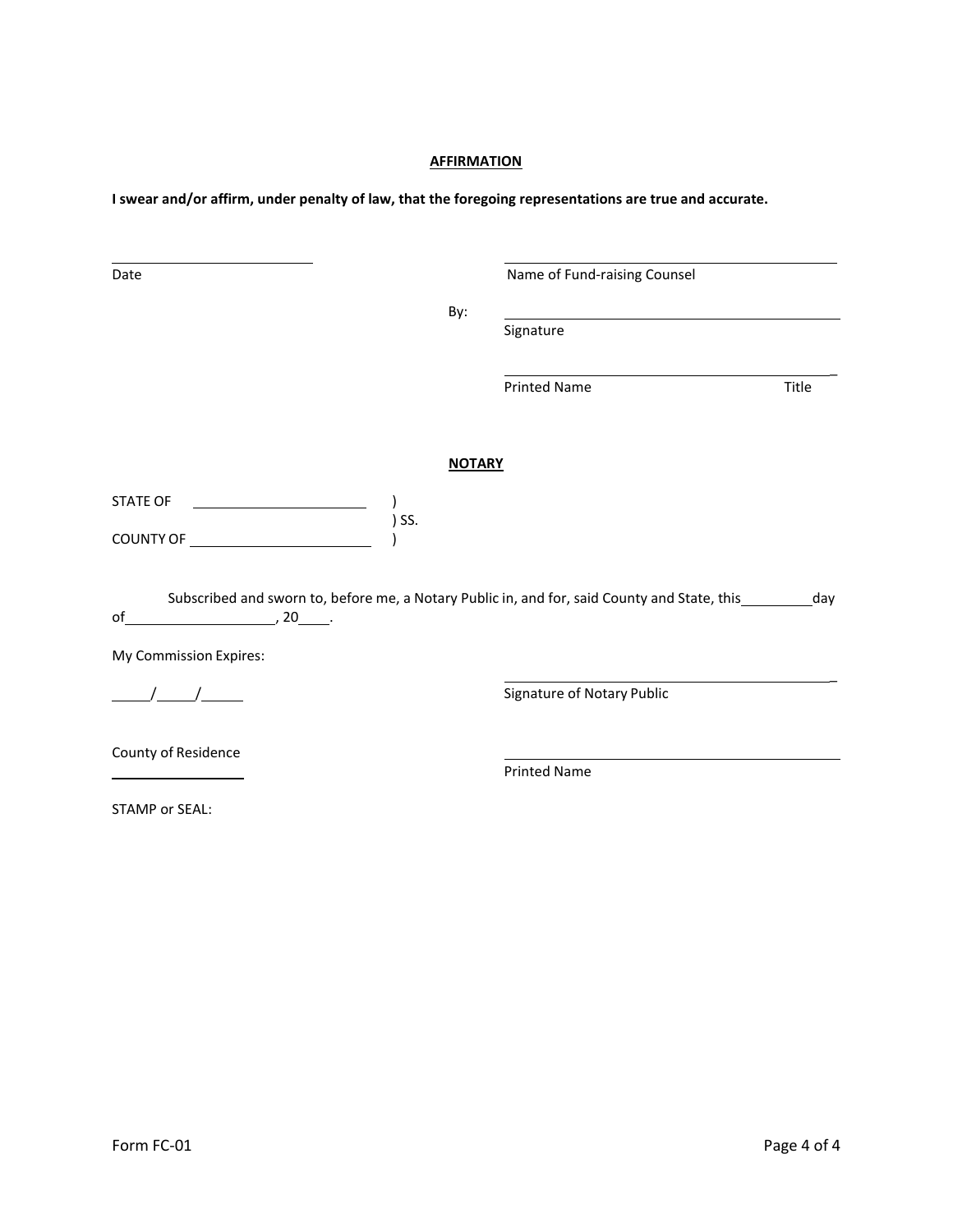**AFFIRMATION**

**I swear and/or affirm, under penalty of law, that the foregoing representations are true and accurate.**

\_\_\_\_\_\_\_\_\_\_\_\_\_\_\_\_\_\_\_\_\_\_\_\_\_\_  
Date

\_\_\_\_\_\_\_\_\_\_\_\_\_\_\_\_\_\_\_\_\_\_\_\_\_\_\_\_\_\_\_\_\_\_\_\_\_\_\_\_\_\_\_  
Name of Fund-raising Counsel

By: \_\_\_\_\_\_\_\_\_\_\_\_\_\_\_\_\_\_\_\_\_\_\_\_\_\_\_\_\_\_\_\_\_\_\_\_\_\_\_\_\_\_\_  
Signature

\_\_\_\_\_\_\_\_\_\_\_\_\_\_\_\_\_\_\_\_\_\_\_\_\_\_\_\_\_\_\_\_\_\_\_\_\_\_\_\_\_\_\_  
Printed Name Title

**NOTARY**

STATE OF \_\_\_\_\_\_\_\_\_\_\_\_\_\_\_\_\_\_\_\_\_\_ )  
) SS.  
COUNTY OF \_\_\_\_\_\_\_\_\_\_\_\_\_\_\_\_\_\_\_\_\_\_ )

Subscribed and sworn to, before me, a Notary Public in, and for, said County and State, this \_\_\_\_\_\_\_\_\_ day of \_\_\_\_\_\_\_\_\_\_\_\_\_\_\_\_\_\_\_\_, 20\_\_\_\_.

My Commission Expires:

\_\_\_\_\_/\_\_\_\_\_/\_\_\_\_\_

\_\_\_\_\_\_\_\_\_\_\_\_\_\_\_\_\_\_\_\_\_\_\_\_\_\_\_\_\_\_\_\_\_\_\_\_\_\_\_\_\_\_\_  
Signature of Notary Public

County of Residence  
\_\_\_\_\_\_\_\_\_\_\_\_\_\_\_\_\_\_\_\_

\_\_\_\_\_\_\_\_\_\_\_\_\_\_\_\_\_\_\_\_\_\_\_\_\_\_\_\_\_\_\_\_\_\_\_\_\_\_\_\_\_\_\_  
Printed Name

STAMP or SEAL:

Form FC-01